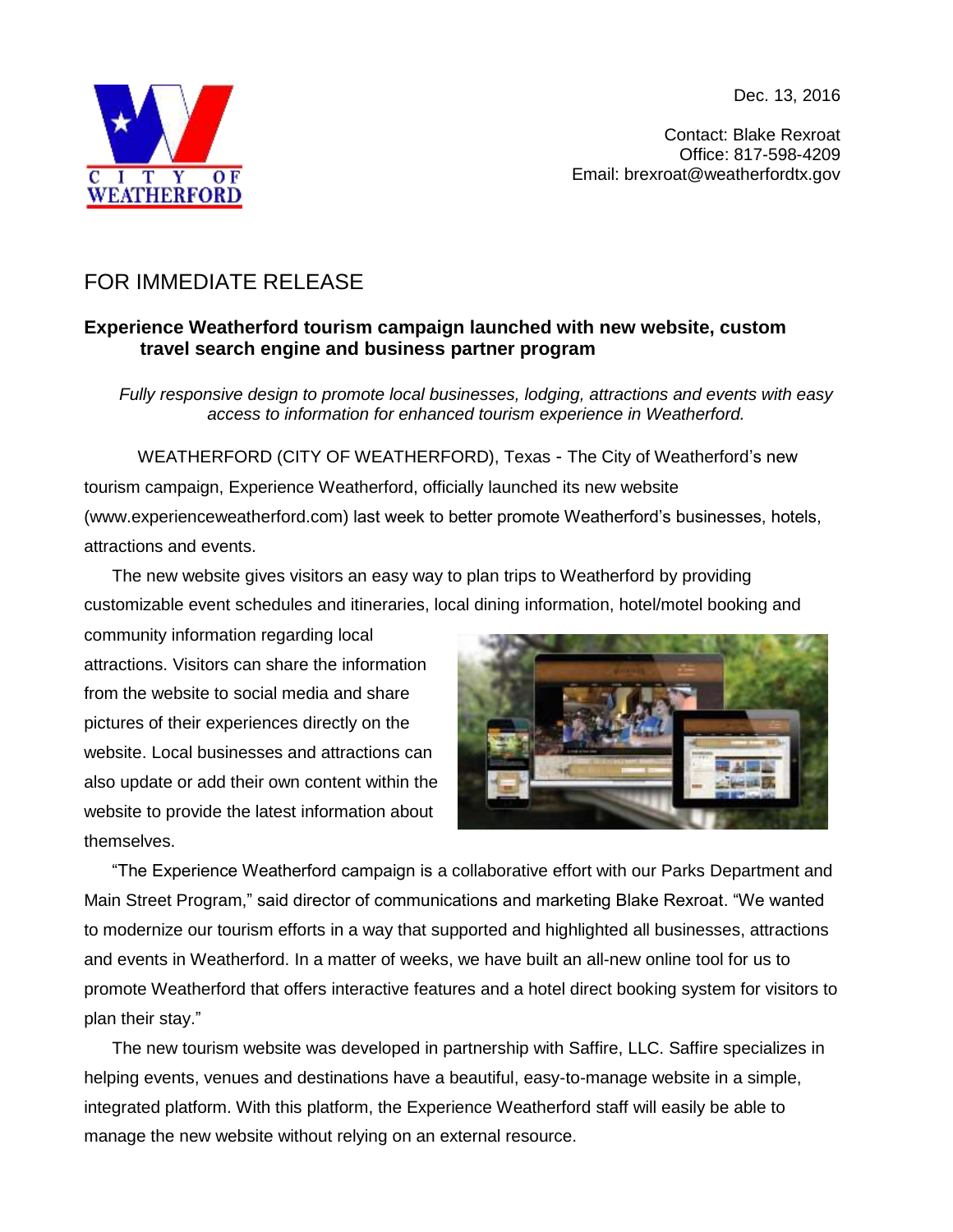CITY OF WEATHERFORD

Dec. 13, 2016

Contact: Blake Rexroat
Office: 817-598-4209
Email: brexroat@weatherfordtx.gov

# FOR IMMEDIATE RELEASE

## Experience Weatherford tourism campaign launched with new website, custom travel search engine and business partner program

*Fully responsive design to promote local businesses, lodging, attractions and events with easy access to information for enhanced tourism experience in Weatherford.*

WEATHERFORD (CITY OF WEATHERFORD), Texas - The City of Weatherford's new tourism campaign, Experience Weatherford, officially launched its new website (www.experienceweatherford.com) last week to better promote Weatherford's businesses, hotels, attractions and events.

The new website gives visitors an easy way to plan trips to Weatherford by providing customizable event schedules and itineraries, local dining information, hotel/motel booking and community information regarding local attractions. Visitors can share the information from the website to social media and share pictures of their experiences directly on the website. Local businesses and attractions can also update or add their own content within the website to provide the latest information about themselves.

"The Experience Weatherford campaign is a collaborative effort with our Parks Department and Main Street Program," said director of communications and marketing Blake Rexroat. "We wanted to modernize our tourism efforts in a way that supported and highlighted all businesses, attractions and events in Weatherford. In a matter of weeks, we have built an all-new online tool for us to promote Weatherford that offers interactive features and a hotel direct booking system for visitors to plan their stay."

The new tourism website was developed in partnership with Saffire, LLC. Saffire specializes in helping events, venues and destinations have a beautiful, easy-to-manage website in a simple, integrated platform. With this platform, the Experience Weatherford staff will easily be able to manage the new website without relying on an external resource.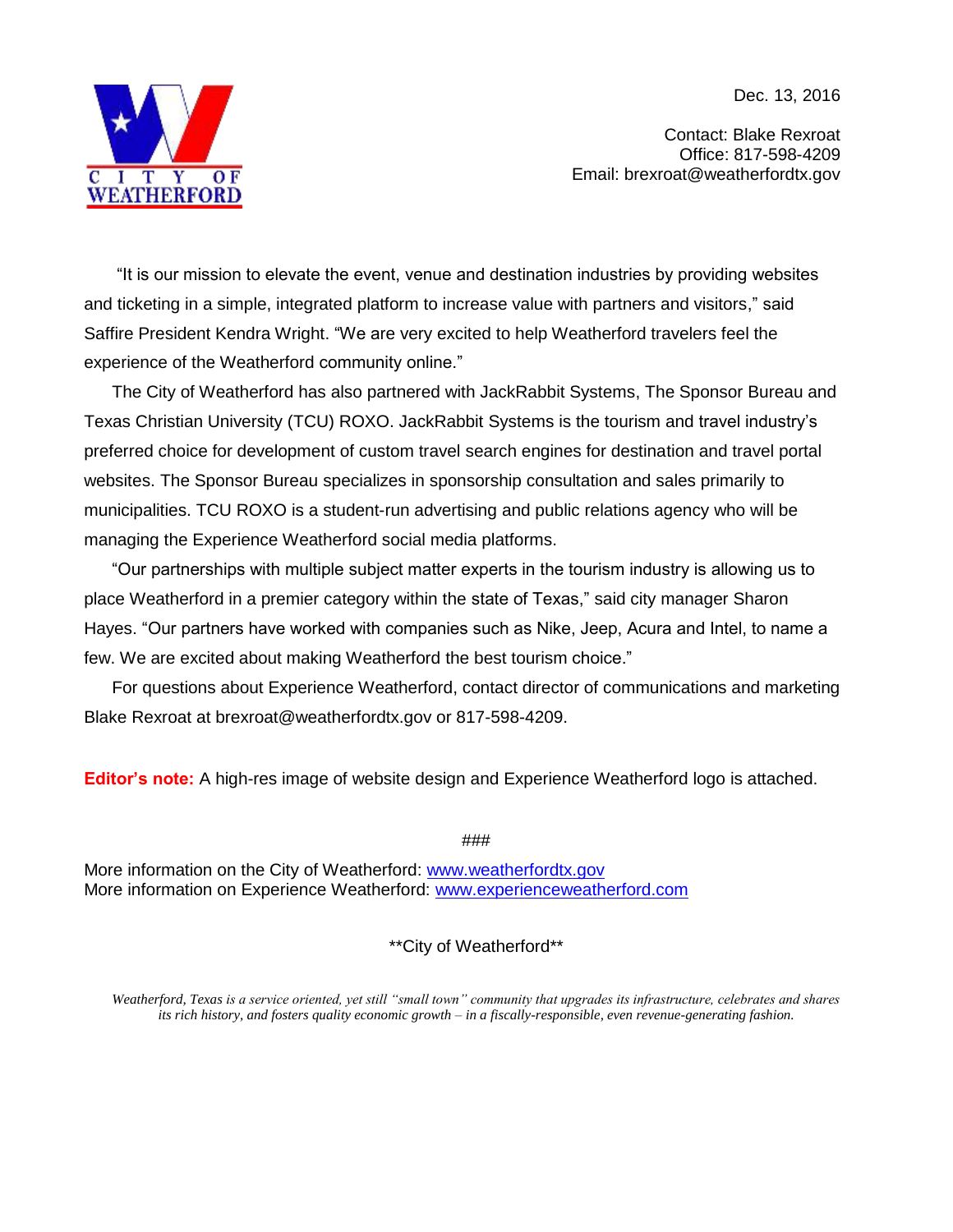Dec. 13, 2016

Contact: Blake Rexroat
Office: 817-598-4209
Email: brexroat@weatherfordtx.gov

"It is our mission to elevate the event, venue and destination industries by providing websites and ticketing in a simple, integrated platform to increase value with partners and visitors," said Saffire President Kendra Wright. "We are very excited to help Weatherford travelers feel the experience of the Weatherford community online."

The City of Weatherford has also partnered with JackRabbit Systems, The Sponsor Bureau and Texas Christian University (TCU) ROXO. JackRabbit Systems is the tourism and travel industry's preferred choice for development of custom travel search engines for destination and travel portal websites. The Sponsor Bureau specializes in sponsorship consultation and sales primarily to municipalities. TCU ROXO is a student-run advertising and public relations agency who will be managing the Experience Weatherford social media platforms.

"Our partnerships with multiple subject matter experts in the tourism industry is allowing us to place Weatherford in a premier category within the state of Texas," said city manager Sharon Hayes. "Our partners have worked with companies such as Nike, Jeep, Acura and Intel, to name a few. We are excited about making Weatherford the best tourism choice."

For questions about Experience Weatherford, contact director of communications and marketing Blake Rexroat at brexroat@weatherfordtx.gov or 817-598-4209.

**Editor's note:** A high-res image of website design and Experience Weatherford logo is attached.

###

More information on the City of Weatherford: www.weatherfordtx.gov
More information on Experience Weatherford: www.experienceweatherford.com

**City of Weatherford**

*Weatherford, Texas is a service oriented, yet still "small town" community that upgrades its infrastructure, celebrates and shares its rich history, and fosters quality economic growth – in a fiscally-responsible, even revenue-generating fashion.*